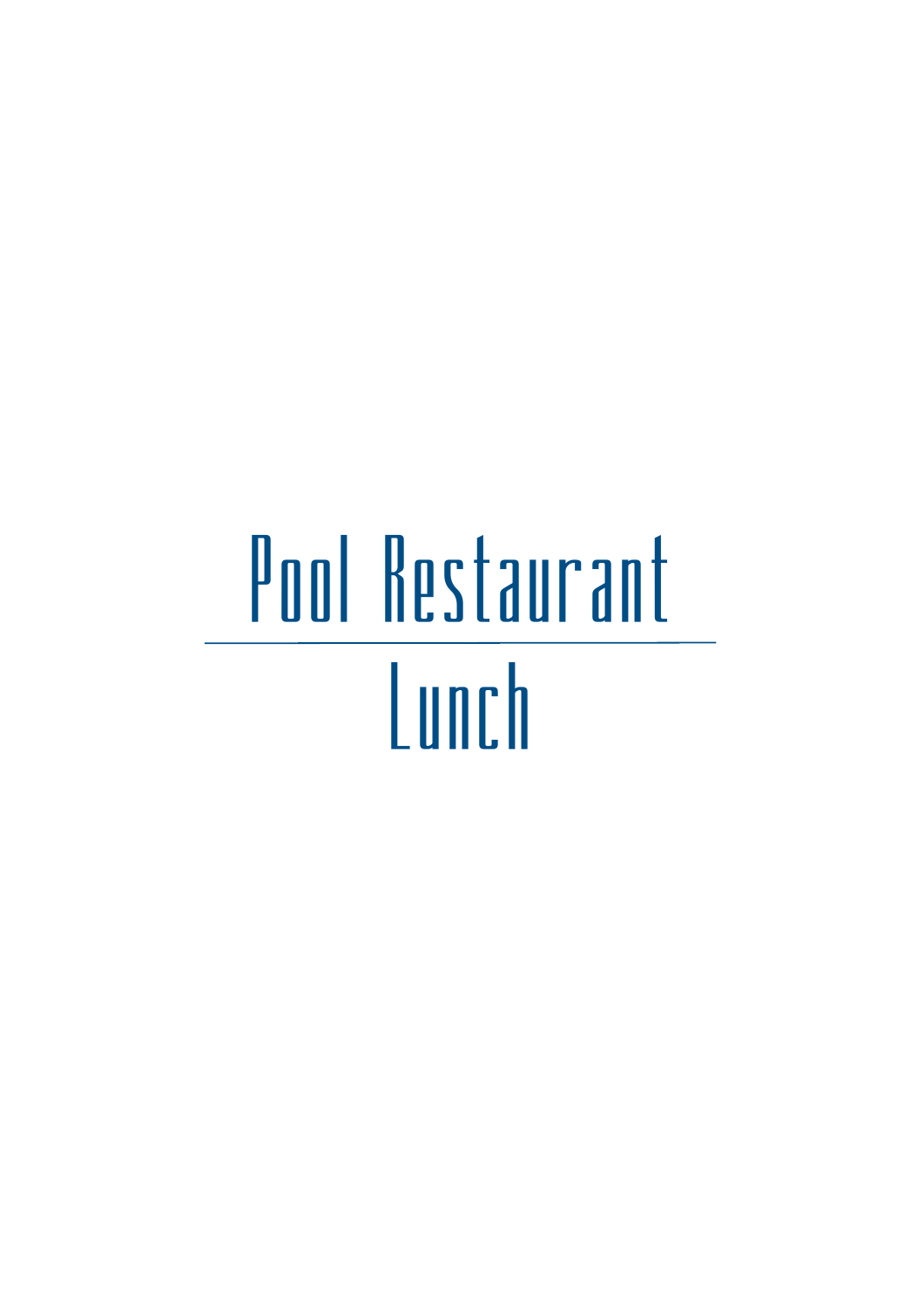# Pool Restaurant

---

## Lunch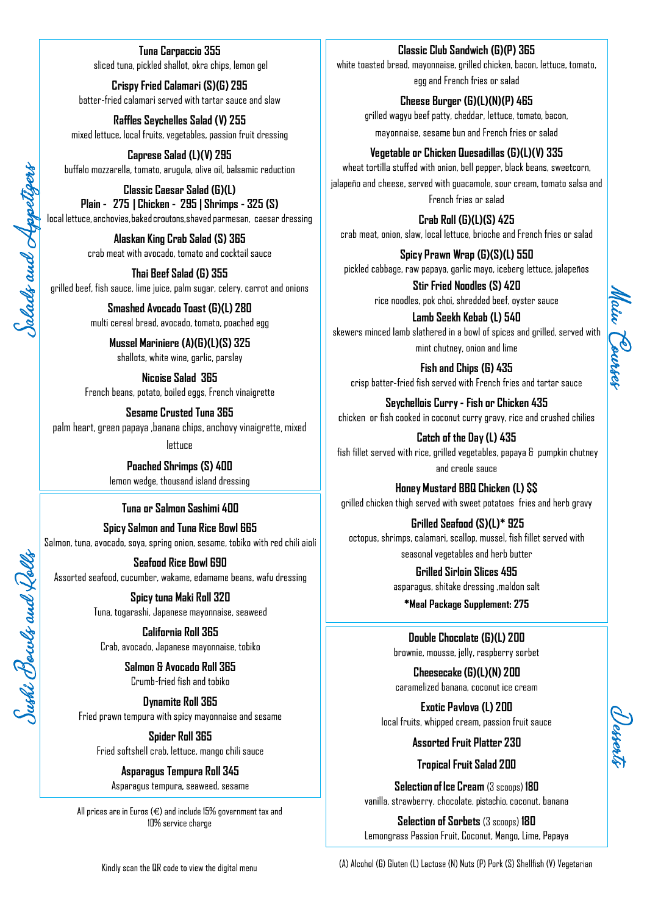## Salads and Appetizers

**Tuna Carpaccio 355**
sliced tuna, pickled shallot, okra chips, lemon gel

**Crispy Fried Calamari (S)(G) 295**
batter-fried calamari served with tartar sauce and slaw

**Raffles Seychelles Salad (V) 255**
mixed lettuce, local fruits, vegetables, passion fruit dressing

**Caprese Salad (L)(V) 295**
buffalo mozzarella, tomato, arugula, olive oil, balsamic reduction

**Classic Caesar Salad (G)(L)**
**Plain - 275 | Chicken - 295 | Shrimps - 325 (S)**
local lettuce, anchovies, baked croutons, shaved parmesan, caesar dressing

**Alaskan King Crab Salad (S) 365**
crab meat with avocado, tomato and cocktail sauce

**Thai Beef Salad (G) 355**
grilled beef, fish sauce, lime juice, palm sugar, celery, carrot and onions

**Smashed Avocado Toast (G)(L) 280**
multi cereal bread, avocado, tomato, poached egg

**Mussel Mariniere (A)(G)(L)(S) 325**
shallots, white wine, garlic, parsley

**Nicoise Salad 365**
French beans, potato, boiled eggs, French vinaigrette

**Sesame Crusted Tuna 365**
palm heart, green papaya ,banana chips, anchovy vinaigrette, mixed lettuce

**Poached Shrimps (S) 400**
lemon wedge, thousand island dressing

## Sushi Bowls and Rolls

**Tuna or Salmon Sashimi 400**

**Spicy Salmon and Tuna Rice Bowl 665**
Salmon, tuna, avocado, soya, spring onion, sesame, tobiko with red chili aioli

**Seafood Rice Bowl 690**
Assorted seafood, cucumber, wakame, edamame beans, wafu dressing

**Spicy tuna Maki Roll 320**
Tuna, togarashi, Japanese mayonnaise, seaweed

**California Roll 365**
Crab, avocado, Japanese mayonnaise, tobiko

**Salmon & Avocado Roll 365**
Crumb-fried fish and tobiko

**Dynamite Roll 365**
Fried prawn tempura with spicy mayonnaise and sesame

**Spider Roll 365**
Fried softshell crab, lettuce, mango chili sauce

**Asparagus Tempura Roll 345**
Asparagus tempura, seaweed, sesame

All prices are in Euros (€) and include 15% government tax and 10% service charge

## Main Courses

**Classic Club Sandwich (G)(P) 365**
white toasted bread, mayonnaise, grilled chicken, bacon, lettuce, tomato, egg and French fries or salad

**Cheese Burger (G)(L)(N)(P) 465**
grilled wagyu beef patty, cheddar, lettuce, tomato, bacon, mayonnaise, sesame bun and French fries or salad

**Vegetable or Chicken Quesadillas (G)(L)(V) 335**
wheat tortilla stuffed with onion, bell pepper, black beans, sweetcorn, jalapeño and cheese, served with guacamole, sour cream, tomato salsa and French fries or salad

**Crab Roll (G)(L)(S) 425**
crab meat, onion, slaw, local lettuce, brioche and French fries or salad

**Spicy Prawn Wrap (G)(S)(L) 550**
pickled cabbage, raw papaya, garlic mayo, iceberg lettuce, jalapeños

**Stir Fried Noodles (S) 420**
rice noodles, pok choi, shredded beef, oyster sauce

**Lamb Seekh Kebab (L) 540**
skewers minced lamb slathered in a bowl of spices and grilled, served with mint chutney, onion and lime

**Fish and Chips (G) 435**
crisp batter-fried fish served with French fries and tartar sauce

**Seychellois Curry - Fish or Chicken 435**
chicken or fish cooked in coconut curry gravy, rice and crushed chilies

**Catch of the Day (L) 435**
fish fillet served with rice, grilled vegetables, papaya & pumpkin chutney and creole sauce

**Honey Mustard BBQ Chicken (L) $$**
grilled chicken thigh served with sweet potatoes fries and herb gravy

**Grilled Seafood (S)(L)* 925**
octopus, shrimps, calamari, scallop, mussel, fish fillet served with seasonal vegetables and herb butter

**Grilled Sirloin Slices 495**
asparagus, shitake dressing ,maldon salt

***Meal Package Supplement: 275**

## Desserts

**Double Chocolate (G)(L) 200**
brownie, mousse, jelly, raspberry sorbet

**Cheesecake (G)(L)(N) 200**
caramelized banana, coconut ice cream

**Exotic Pavlova (L) 200**
local fruits, whipped cream, passion fruit sauce

**Assorted Fruit Platter 230**

**Tropical Fruit Salad 200**

**Selection of Ice Cream** (3 scoops) **180**
vanilla, strawberry, chocolate, pistachio, coconut, banana

**Selection of Sorbets** (3 scoops) **180**
Lemongrass Passion Fruit, Coconut, Mango, Lime, Papaya

Kindly scan the QR code to view the digital menu

(A) Alcohol (G) Gluten (L) Lactose (N) Nuts (P) Pork (S) Shellfish (V) Vegetarian